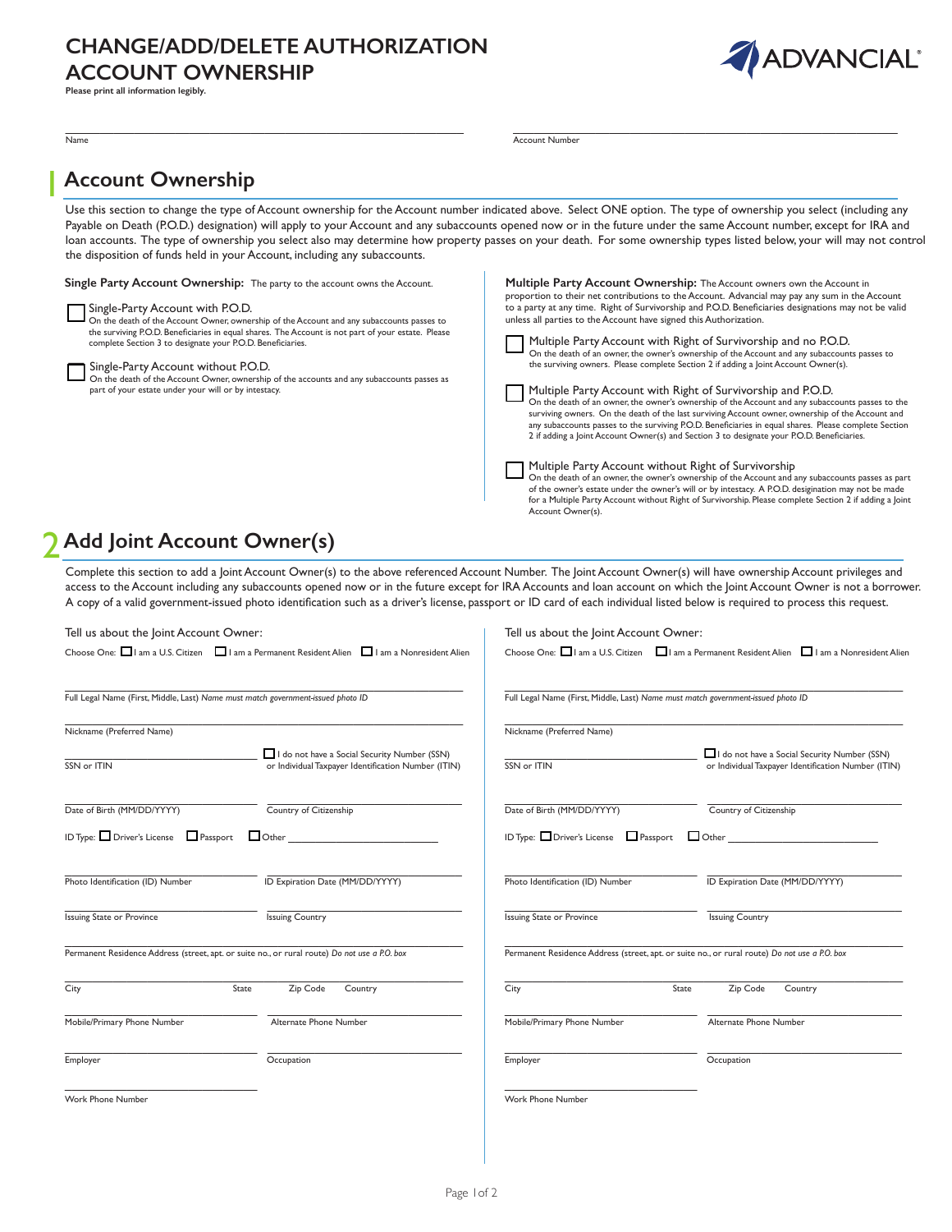# CHANGE/ADD/DELETE AUTHORIZATION ACCOUNT OWNERSHIP

**Please print all information legibly.**

ADVANCIAL®

Name ______________________  Account Number ______________________

## 1 Account Ownership

Use this section to change the type of Account ownership for the Account number indicated above. Select ONE option. The type of ownership you select (including any Payable on Death (P.O.D.) designation) will apply to your Account and any subaccounts opened now or in the future under the same Account number, except for IRA and loan accounts. The type of ownership you select also may determine how property passes on your death. For some ownership types listed below, your will may not control the disposition of funds held in your Account, including any subaccounts.

**Single Party Account Ownership:** The party to the account owns the Account.

☐ Single-Party Account with P.O.D.
On the death of the Account Owner, ownership of the Account and any subaccounts passes to the surviving P.O.D. Beneficiaries in equal shares. The Account is not part of your estate. Please complete Section 3 to designate your P.O.D. Beneficiaries.

☐ Single-Party Account without P.O.D.
On the death of the Account Owner, ownership of the accounts and any subaccounts passes as part of your estate under your will or by intestacy.

**Multiple Party Account Ownership:** The Account owners own the Account in proportion to their net contributions to the Account. Advancial may pay any sum in the Account to a party at any time. Right of Survivorship and P.O.D. Beneficiaries designations may not be valid unless all parties to the Account have signed this Authorization.

☐ Multiple Party Account with Right of Survivorship and no P.O.D.
On the death of an owner, the owner's ownership of the Account and any subaccounts passes to the surviving owners. Please complete Section 2 if adding a Joint Account Owner(s).

☐ Multiple Party Account with Right of Survivorship and P.O.D.
On the death of an owner, the owner's ownership of the Account and any subaccounts passes to the surviving owners. On the death of the last surviving Account owner, ownership of the Account and any subaccounts passes to the surviving P.O.D. Beneficiaries in equal shares. Please complete Section 2 if adding a Joint Account Owner(s) and Section 3 to designate your P.O.D. Beneficiaries.

☐ Multiple Party Account without Right of Survivorship
On the death of an owner, the owner's ownership of the Account and any subaccounts passes as part of the owner's estate under the owner's will or by intestacy. A P.O.D. designation may not be made for a Multiple Party Account without Right of Survivorship. Please complete Section 2 if adding a Joint Account Owner(s).

## 2 Add Joint Account Owner(s)

Complete this section to add a Joint Account Owner(s) to the above referenced Account Number. The Joint Account Owner(s) will have ownership Account privileges and access to the Account including any subaccounts opened now or in the future except for IRA Accounts and loan account on which the Joint Account Owner is not a borrower. A copy of a valid government-issued photo identification such as a driver's license, passport or ID card of each individual listed below is required to process this request.

Tell us about the Joint Account Owner:

Choose One: ☐ I am a U.S. Citizen ☐ I am a Permanent Resident Alien ☐ I am a Nonresident Alien

Full Legal Name (First, Middle, Last) *Name must match government-issued photo ID*

Nickname (Preferred Name)

SSN or ITIN ☐ I do not have a Social Security Number (SSN) or Individual Taxpayer Identification Number (ITIN)

Date of Birth (MM/DD/YYYY)  Country of Citizenship

ID Type: ☐ Driver's License ☐ Passport ☐ Other ______________

Photo Identification (ID) Number  ID Expiration Date (MM/DD/YYYY)

Issuing State or Province  Issuing Country

Permanent Residence Address (street, apt. or suite no., or rural route) *Do not use a P.O. box*

City  State  Zip Code  Country

Mobile/Primary Phone Number  Alternate Phone Number

Employer  Occupation

Work Phone Number

Tell us about the Joint Account Owner:

Choose One: ☐ I am a U.S. Citizen ☐ I am a Permanent Resident Alien ☐ I am a Nonresident Alien

Full Legal Name (First, Middle, Last) *Name must match government-issued photo ID*

Nickname (Preferred Name)

SSN or ITIN ☐ I do not have a Social Security Number (SSN) or Individual Taxpayer Identification Number (ITIN)

Date of Birth (MM/DD/YYYY)  Country of Citizenship

ID Type: ☐ Driver's License ☐ Passport ☐ Other ______________

Photo Identification (ID) Number  ID Expiration Date (MM/DD/YYYY)

Issuing State or Province  Issuing Country

Permanent Residence Address (street, apt. or suite no., or rural route) *Do not use a P.O. box*

City  State  Zip Code  Country

Mobile/Primary Phone Number  Alternate Phone Number

Employer  Occupation

Work Phone Number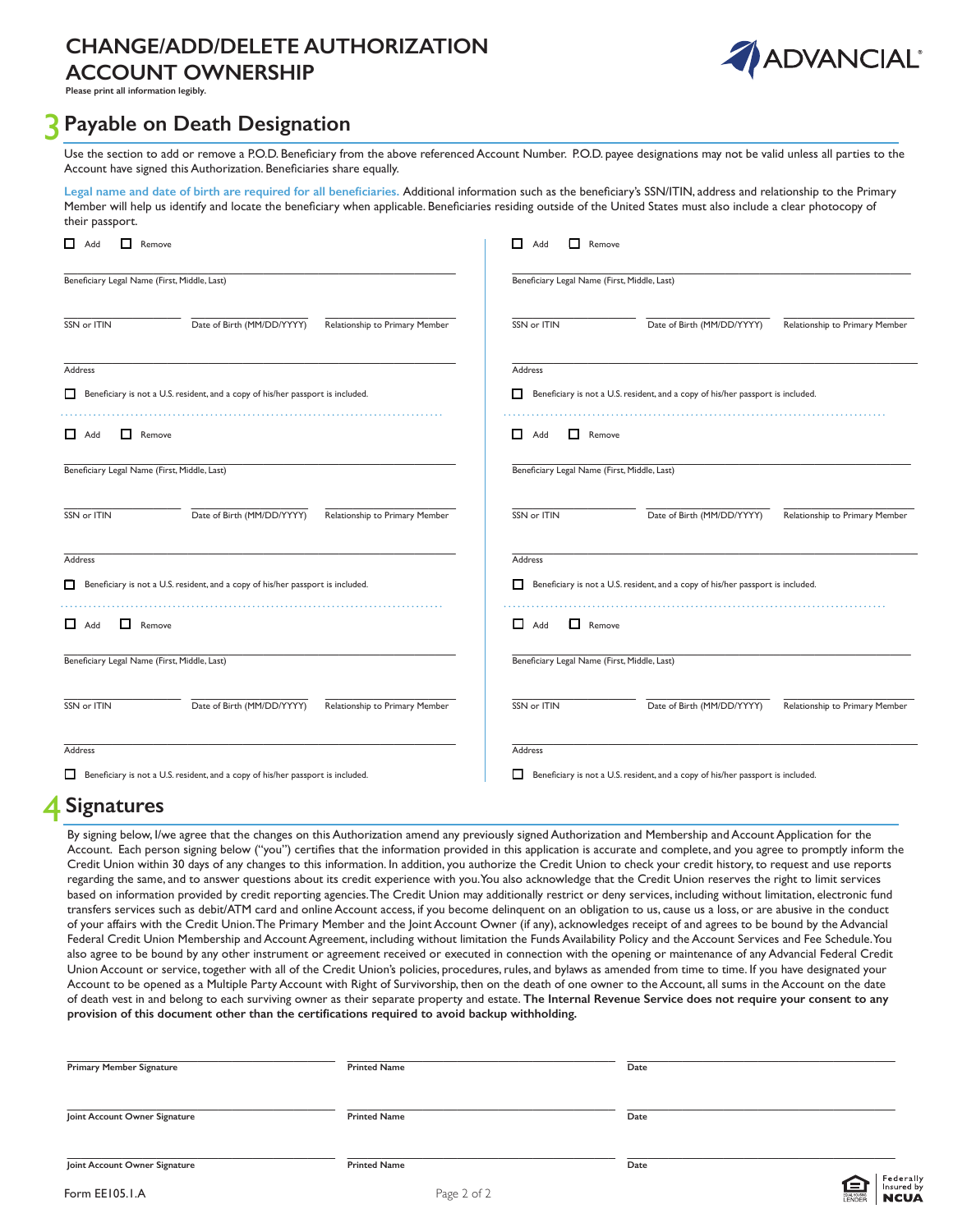# CHANGE/ADD/DELETE AUTHORIZATION ACCOUNT OWNERSHIP

**Please print all information legibly.**

## 3 Payable on Death Designation

Use the section to add or remove a P.O.D. Beneficiary from the above referenced Account Number. P.O.D. payee designations may not be valid unless all parties to the Account have signed this Authorization. Beneficiaries share equally.

**Legal name and date of birth are required for all beneficiaries.** Additional information such as the beneficiary's SSN/ITIN, address and relationship to the Primary Member will help us identify and locate the beneficiary when applicable. Beneficiaries residing outside of the United States must also include a clear photocopy of their passport.

☐ Add ☐ Remove

Beneficiary Legal Name (First, Middle, Last)

SSN or ITIN | Date of Birth (MM/DD/YYYY) | Relationship to Primary Member

Address

☐ Beneficiary is not a U.S. resident, and a copy of his/her passport is included.

☐ Add ☐ Remove

Beneficiary Legal Name (First, Middle, Last)

SSN or ITIN | Date of Birth (MM/DD/YYYY) | Relationship to Primary Member

Address

☐ Beneficiary is not a U.S. resident, and a copy of his/her passport is included.

☐ Add ☐ Remove

Beneficiary Legal Name (First, Middle, Last)

SSN or ITIN | Date of Birth (MM/DD/YYYY) | Relationship to Primary Member

Address

☐ Beneficiary is not a U.S. resident, and a copy of his/her passport is included.

☐ Add ☐ Remove

Beneficiary Legal Name (First, Middle, Last)

SSN or ITIN | Date of Birth (MM/DD/YYYY) | Relationship to Primary Member

Address

☐ Beneficiary is not a U.S. resident, and a copy of his/her passport is included.

☐ Add ☐ Remove

Beneficiary Legal Name (First, Middle, Last)

SSN or ITIN | Date of Birth (MM/DD/YYYY) | Relationship to Primary Member

Address

☐ Beneficiary is not a U.S. resident, and a copy of his/her passport is included.

☐ Add ☐ Remove

Beneficiary Legal Name (First, Middle, Last)

SSN or ITIN | Date of Birth (MM/DD/YYYY) | Relationship to Primary Member

Address

☐ Beneficiary is not a U.S. resident, and a copy of his/her passport is included.

## 4 Signatures

By signing below, I/we agree that the changes on this Authorization amend any previously signed Authorization and Membership and Account Application for the Account. Each person signing below ("you") certifies that the information provided in this application is accurate and complete, and you agree to promptly inform the Credit Union within 30 days of any changes to this information. In addition, you authorize the Credit Union to check your credit history, to request and use reports regarding the same, and to answer questions about its credit experience with you. You also acknowledge that the Credit Union reserves the right to limit services based on information provided by credit reporting agencies. The Credit Union may additionally restrict or deny services, including without limitation, electronic fund transfers services such as debit/ATM card and online Account access, if you become delinquent on an obligation to us, cause us a loss, or are abusive in the conduct of your affairs with the Credit Union. The Primary Member and the Joint Account Owner (if any), acknowledges receipt of and agrees to be bound by the Advancial Federal Credit Union Membership and Account Agreement, including without limitation the Funds Availability Policy and the Account Services and Fee Schedule. You also agree to be bound by any other instrument or agreement received or executed in connection with the opening or maintenance of any Advancial Federal Credit Union Account or service, together with all of the Credit Union's policies, procedures, rules, and bylaws as amended from time to time. If you have designated your Account to be opened as a Multiple Party Account with Right of Survivorship, then on the death of one owner to the Account, all sums in the Account on the date of death vest in and belong to each surviving owner as their separate property and estate. **The Internal Revenue Service does not require your consent to any provision of this document other than the certifications required to avoid backup withholding.**

| | | |
|---|---|---|
| **Primary Member Signature** | **Printed Name** | **Date** |
| **Joint Account Owner Signature** | **Printed Name** | **Date** |
| **Joint Account Owner Signature** | **Printed Name** | **Date** |

Form EE105.1.A

Federally Insured by NCUA